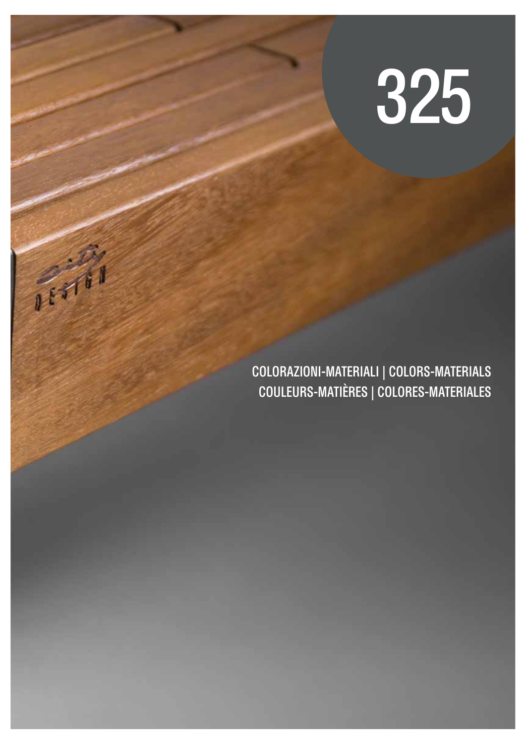# 325

COLORAZIONI-MATERIALI | COLORS-MATERIALS
COULEURS-MATIÈRES | COLORES-MATERIALES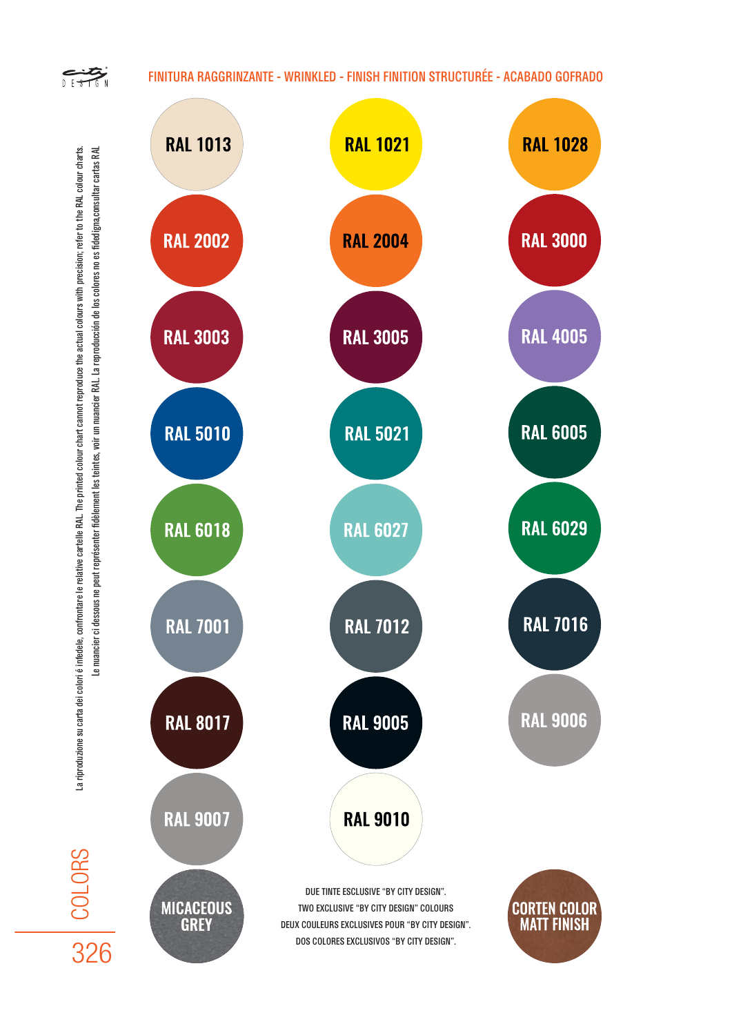## FINITURA RAGGRINZANTE - WRINKLED - FINISH FINITION STRUCTURÉE - ACABADO GOFRADO

La riproduzione su carta dei colori è infedele, confrontare le relative cartelle RAL. The printed colour chart cannot reproduce the actual colours with precision; refer to the RAL colour charts.
Le nuancier ci dessous ne peut représenter fidèlement les teintes, voir un nuancier RAL. La reproducción de los colores no es fidedigna,consultar cartas RAL

| | | |
|---|---|---|
| RAL 1013 | RAL 1021 | RAL 1028 |
| RAL 2002 | RAL 2004 | RAL 3000 |
| RAL 3003 | RAL 3005 | RAL 4005 |
| RAL 5010 | RAL 5021 | RAL 6005 |
| RAL 6018 | RAL 6027 | RAL 6029 |
| RAL 7001 | RAL 7012 | RAL 7016 |
| RAL 8017 | RAL 9005 | RAL 9006 |
| RAL 9007 | RAL 9010 | |
| MICACEOUS GREY | | CORTEN COLOR MATT FINISH |

DUE TINTE ESCLUSIVE "BY CITY DESIGN".
TWO EXCLUSIVE "BY CITY DESIGN" COLOURS
DEUX COULEURS EXCLUSIVES POUR "BY CITY DESIGN".
DOS COLORES EXCLUSIVOS "BY CITY DESIGN".

COLORS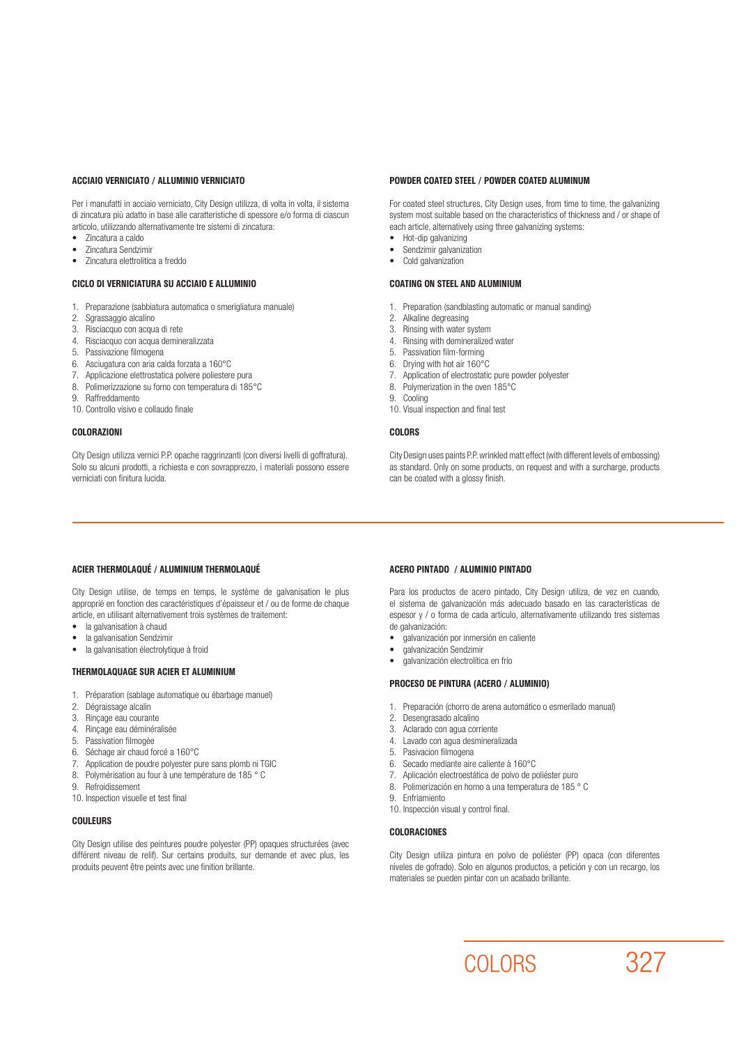#### ACCIAIO VERNICIATO / ALLUMINIO VERNICIATO

Per i manufatti in acciaio verniciato, City Design utilizza, di volta in volta, il sistema di zincatura più adatto in base alle caratteristiche di spessore e/o forma di ciascun articolo, utilizzando alternativamente tre sistemi di zincatura:

- Zincatura a caldo
- Zincatura Sendzimir
- Zincatura elettrolitica a freddo

#### CICLO DI VERNICIATURA SU ACCIAIO E ALLUMINIO

1. Preparazione (sabbiatura automatica o smerigliatura manuale)
2. Sgrassaggio alcalino
3. Risciacquo con acqua di rete
4. Risciacquo con acqua demineralizzata
5. Passivazione filmogena
6. Asciugatura con aria calda forzata a 160°C
7. Applicazione elettrostatica polvere poliestere pura
8. Polimerizzazione su forno con temperatura di 185°C
9. Raffreddamento
10. Controllo visivo e collaudo finale

#### COLORAZIONI

City Design utilizza vernici P.P. opache raggrinzanti (con diversi livelli di goffratura). Solo su alcuni prodotti, a richiesta e con sovrapprezzo, i materiali possono essere verniciati con finitura lucida.

#### POWDER COATED STEEL / POWDER COATED ALUMINUM

For coated steel structures, City Design uses, from time to time, the galvanizing system most suitable based on the characteristics of thickness and / or shape of each article, alternatively using three galvanizing systems:

- Hot-dip galvanizing
- Sendzimir galvanization
- Cold galvanization

#### COATING ON STEEL AND ALUMINIUM

1. Preparation (sandblasting automatic or manual sanding)
2. Alkaline degreasing
3. Rinsing with water system
4. Rinsing with demineralized water
5. Passivation film-forming
6. Drying with hot air 160°C
7. Application of electrostatic pure powder polyester
8. Polymerization in the oven 185°C
9. Cooling
10. Visual inspection and final test

#### COLORS

City Design uses paints P.P. wrinkled matt effect (with different levels of embossing) as standard. Only on some products, on request and with a surcharge, products can be coated with a glossy finish.

#### ACIER THERMOLAQUÉ / ALUMINIUM THERMOLAQUÉ

City Design utilise, de temps en temps, le système de galvanisation le plus approprié en fonction des caractéristiques d'épaisseur et / ou de forme de chaque article, en utilisant alternativement trois systèmes de traitement:

- la galvanisation à chaud
- la galvanisation Sendzimir
- la galvanisation électrolytique à froid

#### THERMOLAQUAGE SUR ACIER ET ALUMINIUM

1. Préparation (sablage automatique ou ébarbage manuel)
2. Dégraissage alcalin
3. Rinçage eau courante
4. Rinçage eau déminéralisée
5. Passivation filmogène
6. Séchage air chaud forcé a 160°C
7. Application de poudre polyester pure sans plomb ni TGIC
8. Polymérisation au four à une température de 185 ° C
9. Refroidissement
10. Inspection visuelle et test final

#### COULEURS

City Design utilise des peintures poudre polyester (PP) opaques structurées (avec différent niveau de relif). Sur certains produits, sur demande et avec plus, les produits peuvent être peints avec une finition brillante.

#### ACERO PINTADO / ALUMINIO PINTADO

Para los productos de acero pintado, City Design utiliza, de vez en cuando, el sistema de galvanización más adecuado basado en las características de espesor y / o forma de cada artículo, alternativamente utilizando tres sistemas de galvanización:

- galvanización por inmersión en caliente
- galvanización Sendzimir
- galvanización electrolítica en frío

#### PROCESO DE PINTURA (ACERO / ALUMINIO)

1. Preparación (chorro de arena automático o esmerilado manual)
2. Desengrasado alcalino
3. Aclarado con agua corriente
4. Lavado con agua desmineralizada
5. Pasivacion filmogena
6. Secado mediante aire caliente à 160°C
7. Aplicación electroestática de polvo de poliéster puro
8. Polimerización en horno a una temperatura de 185 ° C
9. Enfriamiento
10. Inspección visual y control final.

#### COLORACIONES

City Design utiliza pintura en polvo de poliéster (PP) opaca (con diferentes niveles de gofrado). Solo en algunos productos, a petición y con un recargo, los materiales se pueden pintar con un acabado brillante.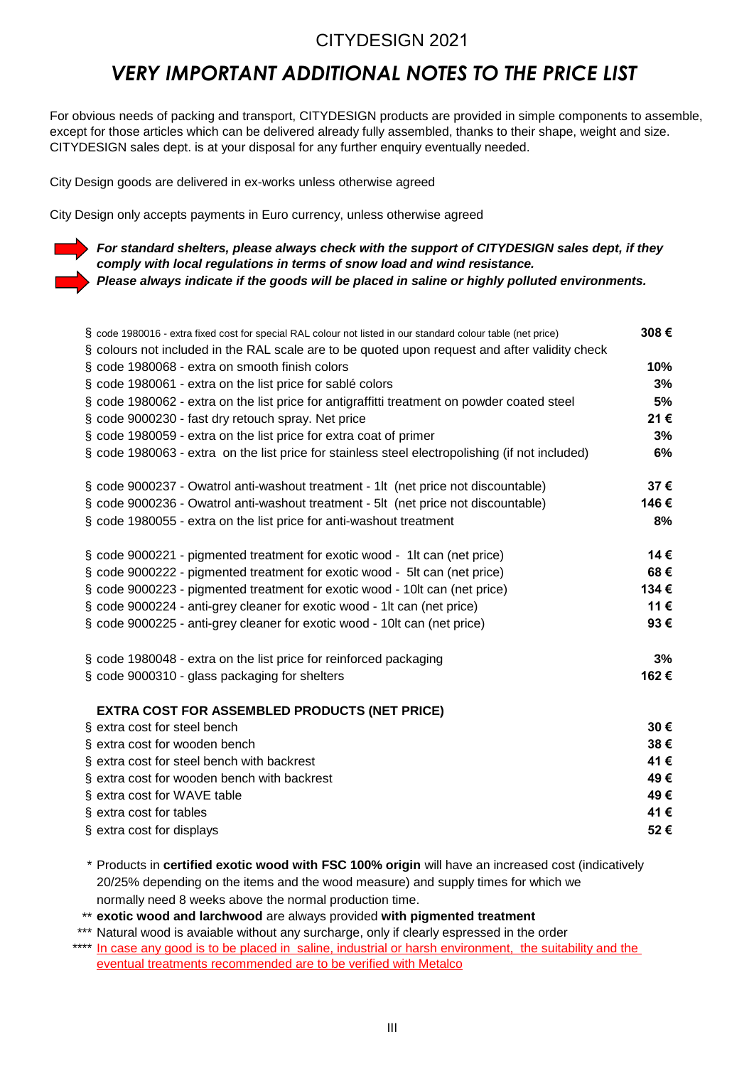# CITYDESIGN 2021

## *VERY IMPORTANT ADDITIONAL NOTES TO THE PRICE LIST*

For obvious needs of packing and transport, CITYDESIGN products are provided in simple components to assemble, except for those articles which can be delivered already fully assembled, thanks to their shape, weight and size. CITYDESIGN sales dept. is at your disposal for any further enquiry eventually needed.

City Design goods are delivered in ex-works unless otherwise agreed

City Design only accepts payments in Euro currency, unless otherwise agreed

***For standard shelters, please always check with the support of CITYDESIGN sales dept, if they comply with local regulations in terms of snow load and wind resistance.***

***Please always indicate if the goods will be placed in saline or highly polluted environments.***

| | |
|---|---|
| § code 1980016 - extra fixed cost for special RAL colour not listed in our standard colour table (net price) | **308 €** |
| § colours not included in the RAL scale are to be quoted upon request and after validity check | |
| § code 1980068 - extra on smooth finish colors | **10%** |
| § code 1980061 - extra on the list price for sablé colors | **3%** |
| § code 1980062 - extra on the list price for antigraffitti treatment on powder coated steel | **5%** |
| § code 9000230 - fast dry retouch spray. Net price | **21 €** |
| § code 1980059 - extra on the list price for extra coat of primer | **3%** |
| § code 1980063 - extra on the list price for stainless steel electropolishing (if not included) | **6%** |
| § code 9000237 - Owatrol anti-washout treatment - 1lt (net price not discountable) | **37 €** |
| § code 9000236 - Owatrol anti-washout treatment - 5lt (net price not discountable) | **146 €** |
| § code 1980055 - extra on the list price for anti-washout treatment | **8%** |
| § code 9000221 - pigmented treatment for exotic wood - 1lt can (net price) | **14 €** |
| § code 9000222 - pigmented treatment for exotic wood - 5lt can (net price) | **68 €** |
| § code 9000223 - pigmented treatment for exotic wood - 10lt can (net price) | **134 €** |
| § code 9000224 - anti-grey cleaner for exotic wood - 1lt can (net price) | **11 €** |
| § code 9000225 - anti-grey cleaner for exotic wood - 10lt can (net price) | **93 €** |
| § code 1980048 - extra on the list price for reinforced packaging | **3%** |
| § code 9000310 - glass packaging for shelters | **162 €** |

**EXTRA COST FOR ASSEMBLED PRODUCTS (NET PRICE)**

| | |
|---|---|
| § extra cost for steel bench | **30 €** |
| § extra cost for wooden bench | **38 €** |
| § extra cost for steel bench with backrest | **41 €** |
| § extra cost for wooden bench with backrest | **49 €** |
| § extra cost for WAVE table | **49 €** |
| § extra cost for tables | **41 €** |
| § extra cost for displays | **52 €** |

\* Products in **certified exotic wood with FSC 100% origin** will have an increased cost (indicatively 20/25% depending on the items and the wood measure) and supply times for which we normally need 8 weeks above the normal production time.

** **exotic wood and larchwood** are always provided **with pigmented treatment**

*** Natural wood is avaiable without any surcharge, only if clearly espressed in the order

**** In case any good is to be placed in saline, industrial or harsh environment, the suitability and the eventual treatments recommended are to be verified with Metalco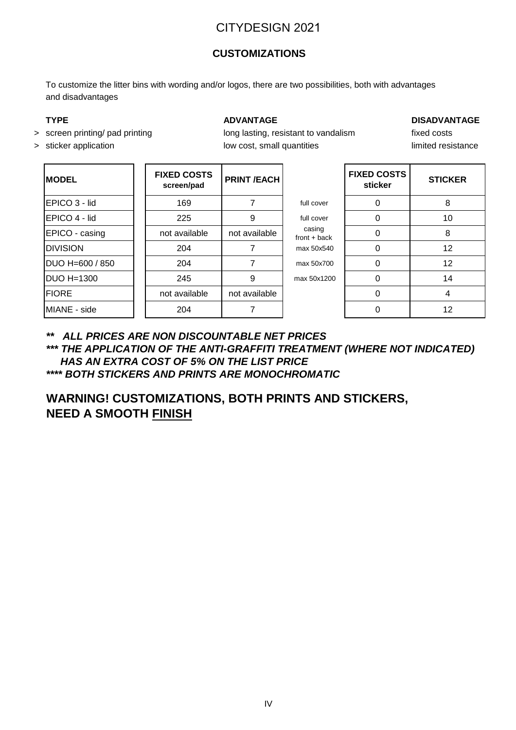# CITYDESIGN 2021

## CUSTOMIZATIONS

To customize the litter bins with wording and/or logos, there are two possibilities, both with advantages and disadvantages

| TYPE | ADVANTAGE | DISADVANTAGE |
|---|---|---|
| > screen printing/ pad printing | long lasting, resistant to vandalism | fixed costs |
| > sticker application | low cost, small quantities | limited resistance |

| MODEL | FIXED COSTS screen/pad | PRINT /EACH | | FIXED COSTS sticker | STICKER |
|---|---|---|---|---|---|
| EPICO 3 - lid | 169 | 7 | full cover | 0 | 8 |
| EPICO 4 - lid | 225 | 9 | full cover | 0 | 10 |
| EPICO - casing | not available | not available | casing front + back | 0 | 8 |
| DIVISION | 204 | 7 | max 50x540 | 0 | 12 |
| DUO H=600 / 850 | 204 | 7 | max 50x700 | 0 | 12 |
| DUO H=1300 | 245 | 9 | max 50x1200 | 0 | 14 |
| FIORE | not available | not available | | 0 | 4 |
| MIANE - side | 204 | 7 | | 0 | 12 |

***\*\*  ALL PRICES ARE NON DISCOUNTABLE NET PRICES***

***\*\*\* THE APPLICATION OF THE ANTI-GRAFFITI TREATMENT (WHERE NOT INDICATED) HAS AN EXTRA COST OF 5% ON THE LIST PRICE***

***\*\*\*\* BOTH STICKERS AND PRINTS ARE MONOCHROMATIC***

**WARNING! CUSTOMIZATIONS, BOTH PRINTS AND STICKERS, NEED A SMOOTH <u>FINISH</u>**